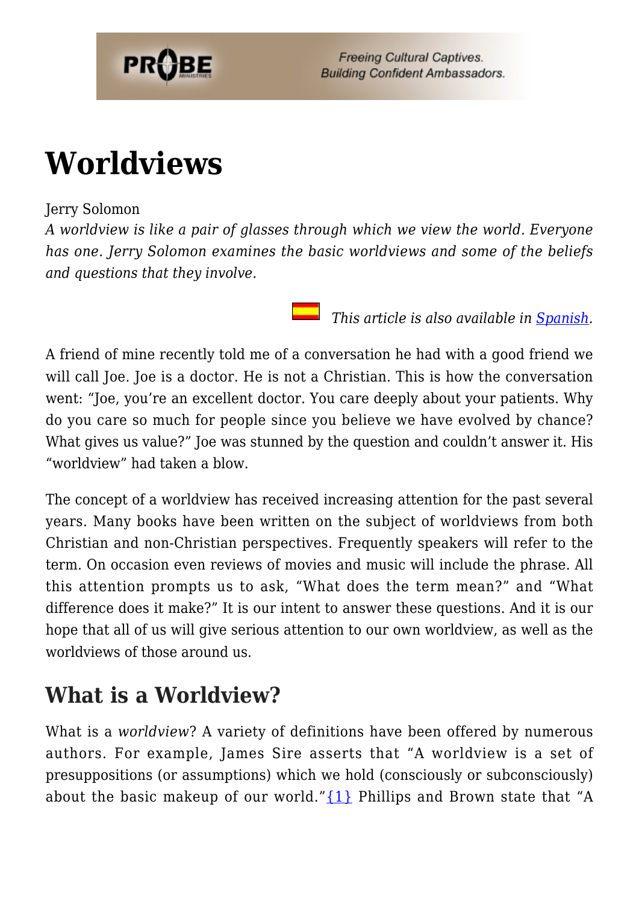# Worldviews

Jerry Solomon

*A worldview is like a pair of glasses through which we view the world. Everyone has one. Jerry Solomon examines the basic worldviews and some of the beliefs and questions that they involve.*

*This article is also available in [Spanish](Spanish).*

A friend of mine recently told me of a conversation he had with a good friend we will call Joe. Joe is a doctor. He is not a Christian. This is how the conversation went: "Joe, you're an excellent doctor. You care deeply about your patients. Why do you care so much for people since you believe we have evolved by chance? What gives us value?" Joe was stunned by the question and couldn't answer it. His "worldview" had taken a blow.

The concept of a worldview has received increasing attention for the past several years. Many books have been written on the subject of worldviews from both Christian and non-Christian perspectives. Frequently speakers will refer to the term. On occasion even reviews of movies and music will include the phrase. All this attention prompts us to ask, "What does the term mean?" and "What difference does it make?" It is our intent to answer these questions. And it is our hope that all of us will give serious attention to our own worldview, as well as the worldviews of those around us.

## What is a Worldview?

What is a *worldview*? A variety of definitions have been offered by numerous authors. For example, James Sire asserts that "A worldview is a set of presuppositions (or assumptions) which we hold (consciously or subconsciously) about the basic makeup of our world."[1] Phillips and Brown state that "A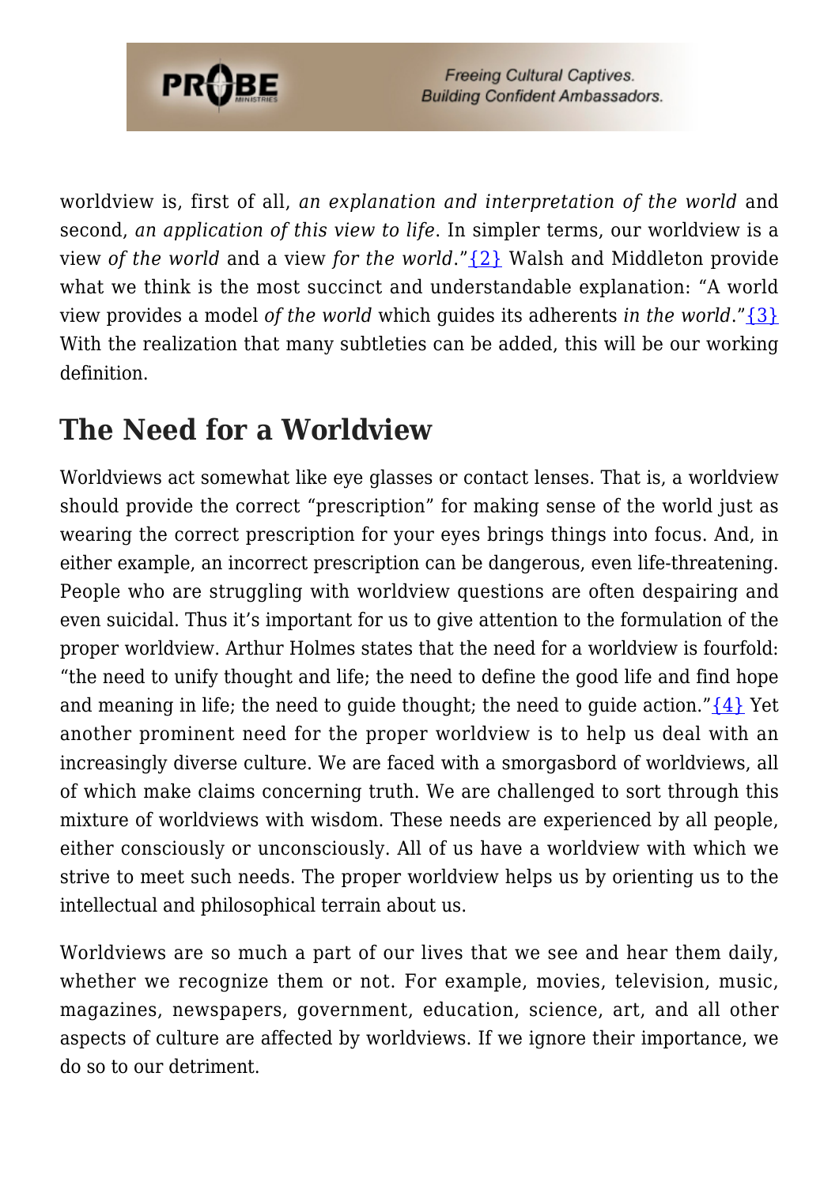worldview is, first of all, *an explanation and interpretation of the world* and second, *an application of this view to life*. In simpler terms, our worldview is a view *of the world* and a view *for the world*."{2} Walsh and Middleton provide what we think is the most succinct and understandable explanation: "A world view provides a model *of the world* which guides its adherents *in the world*."{3} With the realization that many subtleties can be added, this will be our working definition.

## The Need for a Worldview

Worldviews act somewhat like eye glasses or contact lenses. That is, a worldview should provide the correct "prescription" for making sense of the world just as wearing the correct prescription for your eyes brings things into focus. And, in either example, an incorrect prescription can be dangerous, even life-threatening. People who are struggling with worldview questions are often despairing and even suicidal. Thus it's important for us to give attention to the formulation of the proper worldview. Arthur Holmes states that the need for a worldview is fourfold: "the need to unify thought and life; the need to define the good life and find hope and meaning in life; the need to guide thought; the need to guide action."{4} Yet another prominent need for the proper worldview is to help us deal with an increasingly diverse culture. We are faced with a smorgasbord of worldviews, all of which make claims concerning truth. We are challenged to sort through this mixture of worldviews with wisdom. These needs are experienced by all people, either consciously or unconsciously. All of us have a worldview with which we strive to meet such needs. The proper worldview helps us by orienting us to the intellectual and philosophical terrain about us.

Worldviews are so much a part of our lives that we see and hear them daily, whether we recognize them or not. For example, movies, television, music, magazines, newspapers, government, education, science, art, and all other aspects of culture are affected by worldviews. If we ignore their importance, we do so to our detriment.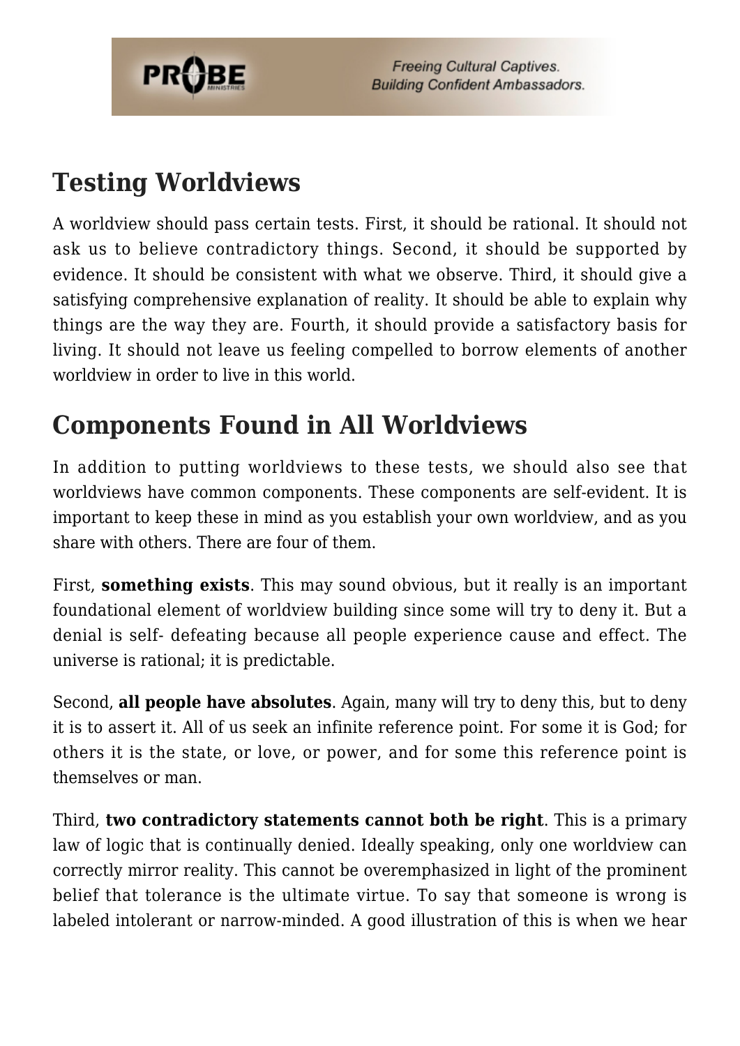## Testing Worldviews

A worldview should pass certain tests. First, it should be rational. It should not ask us to believe contradictory things. Second, it should be supported by evidence. It should be consistent with what we observe. Third, it should give a satisfying comprehensive explanation of reality. It should be able to explain why things are the way they are. Fourth, it should provide a satisfactory basis for living. It should not leave us feeling compelled to borrow elements of another worldview in order to live in this world.

## Components Found in All Worldviews

In addition to putting worldviews to these tests, we should also see that worldviews have common components. These components are self-evident. It is important to keep these in mind as you establish your own worldview, and as you share with others. There are four of them.

First, **something exists**. This may sound obvious, but it really is an important foundational element of worldview building since some will try to deny it. But a denial is self- defeating because all people experience cause and effect. The universe is rational; it is predictable.

Second, **all people have absolutes**. Again, many will try to deny this, but to deny it is to assert it. All of us seek an infinite reference point. For some it is God; for others it is the state, or love, or power, and for some this reference point is themselves or man.

Third, **two contradictory statements cannot both be right**. This is a primary law of logic that is continually denied. Ideally speaking, only one worldview can correctly mirror reality. This cannot be overemphasized in light of the prominent belief that tolerance is the ultimate virtue. To say that someone is wrong is labeled intolerant or narrow-minded. A good illustration of this is when we hear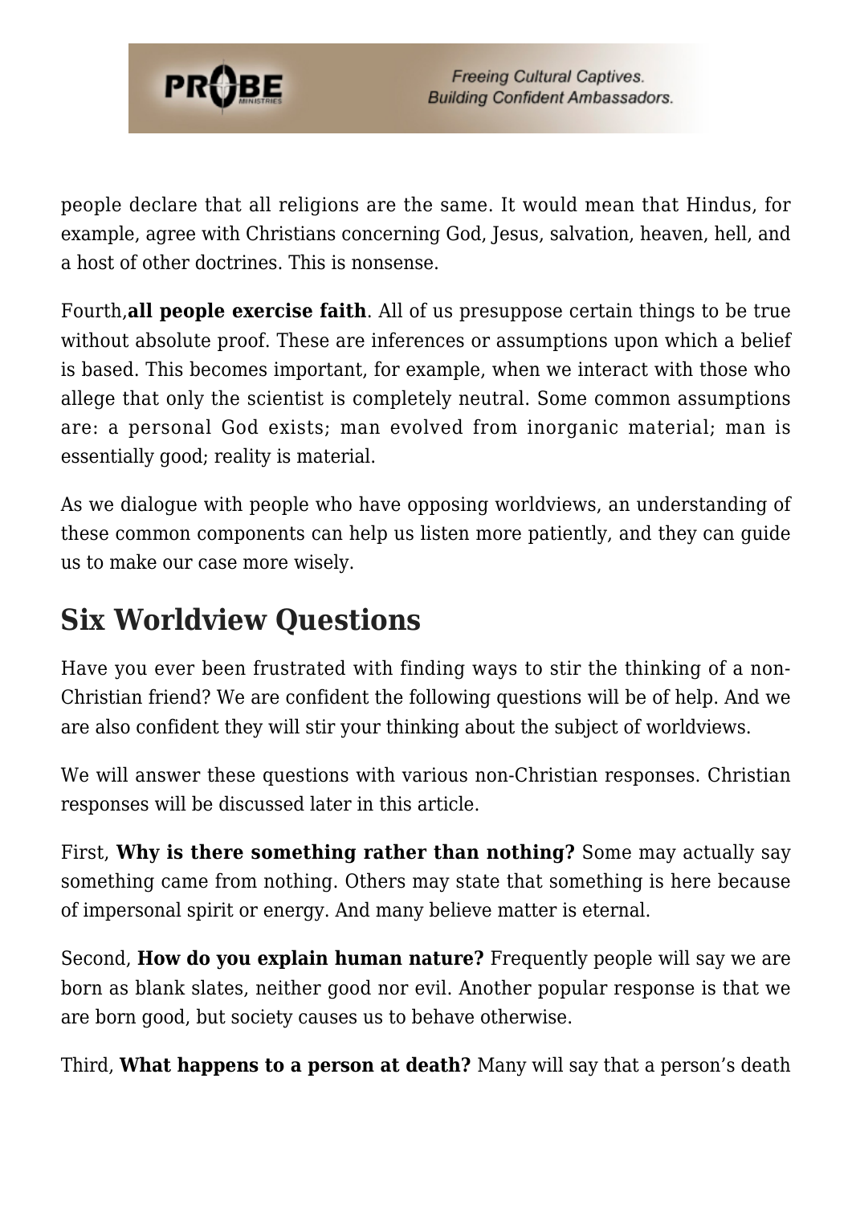people declare that all religions are the same. It would mean that Hindus, for example, agree with Christians concerning God, Jesus, salvation, heaven, hell, and a host of other doctrines. This is nonsense.

Fourth,**all people exercise faith**. All of us presuppose certain things to be true without absolute proof. These are inferences or assumptions upon which a belief is based. This becomes important, for example, when we interact with those who allege that only the scientist is completely neutral. Some common assumptions are: a personal God exists; man evolved from inorganic material; man is essentially good; reality is material.

As we dialogue with people who have opposing worldviews, an understanding of these common components can help us listen more patiently, and they can guide us to make our case more wisely.

## Six Worldview Questions

Have you ever been frustrated with finding ways to stir the thinking of a non-Christian friend? We are confident the following questions will be of help. And we are also confident they will stir your thinking about the subject of worldviews.

We will answer these questions with various non-Christian responses. Christian responses will be discussed later in this article.

First, **Why is there something rather than nothing?** Some may actually say something came from nothing. Others may state that something is here because of impersonal spirit or energy. And many believe matter is eternal.

Second, **How do you explain human nature?** Frequently people will say we are born as blank slates, neither good nor evil. Another popular response is that we are born good, but society causes us to behave otherwise.

Third, **What happens to a person at death?** Many will say that a person's death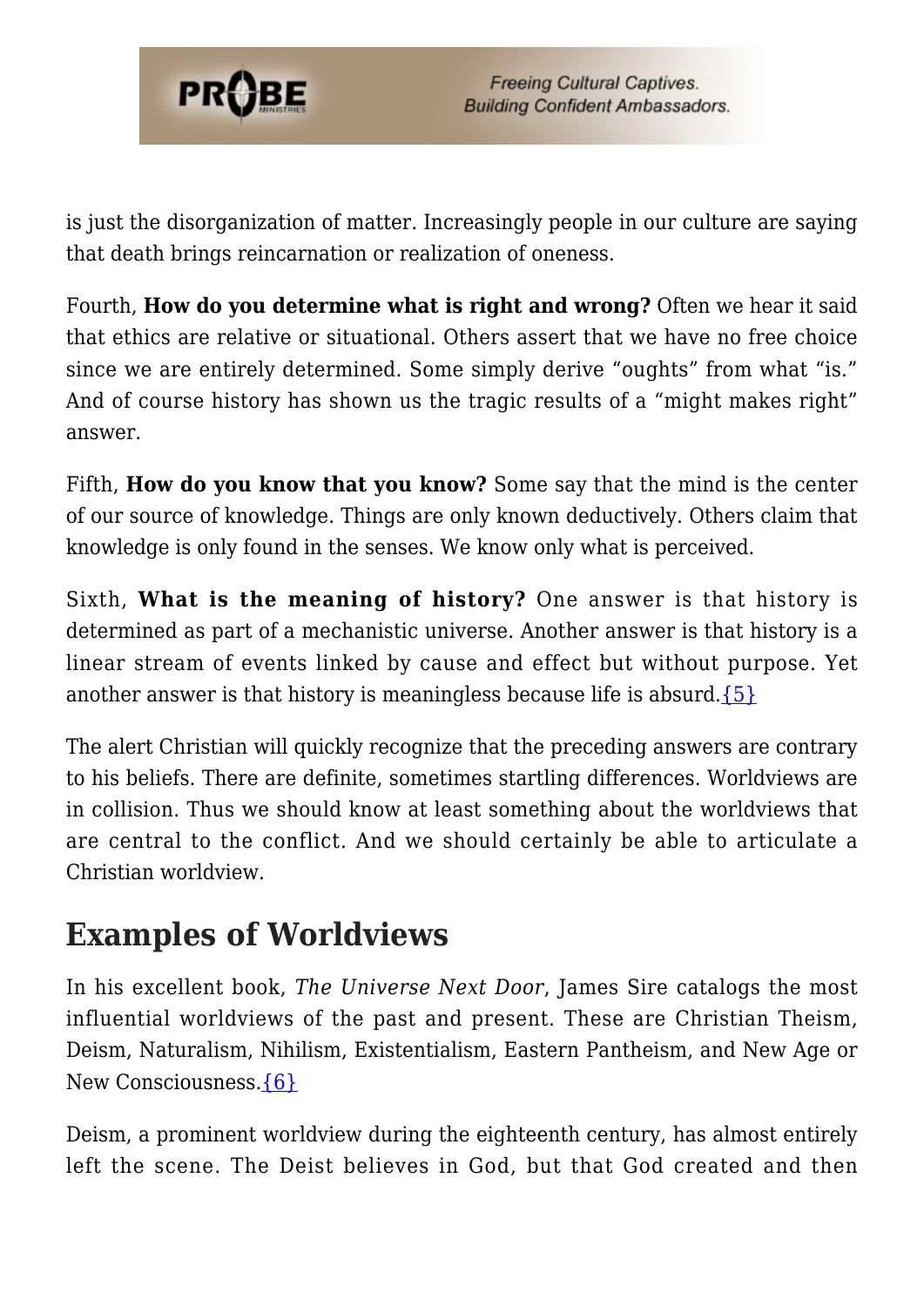is just the disorganization of matter. Increasingly people in our culture are saying that death brings reincarnation or realization of oneness.

Fourth, **How do you determine what is right and wrong?** Often we hear it said that ethics are relative or situational. Others assert that we have no free choice since we are entirely determined. Some simply derive "oughts" from what "is." And of course history has shown us the tragic results of a "might makes right" answer.

Fifth, **How do you know that you know?** Some say that the mind is the center of our source of knowledge. Things are only known deductively. Others claim that knowledge is only found in the senses. We know only what is perceived.

Sixth, **What is the meaning of history?** One answer is that history is determined as part of a mechanistic universe. Another answer is that history is a linear stream of events linked by cause and effect but without purpose. Yet another answer is that history is meaningless because life is absurd.{5}

The alert Christian will quickly recognize that the preceding answers are contrary to his beliefs. There are definite, sometimes startling differences. Worldviews are in collision. Thus we should know at least something about the worldviews that are central to the conflict. And we should certainly be able to articulate a Christian worldview.

## Examples of Worldviews

In his excellent book, *The Universe Next Door*, James Sire catalogs the most influential worldviews of the past and present. These are Christian Theism, Deism, Naturalism, Nihilism, Existentialism, Eastern Pantheism, and New Age or New Consciousness.{6}

Deism, a prominent worldview during the eighteenth century, has almost entirely left the scene. The Deist believes in God, but that God created and then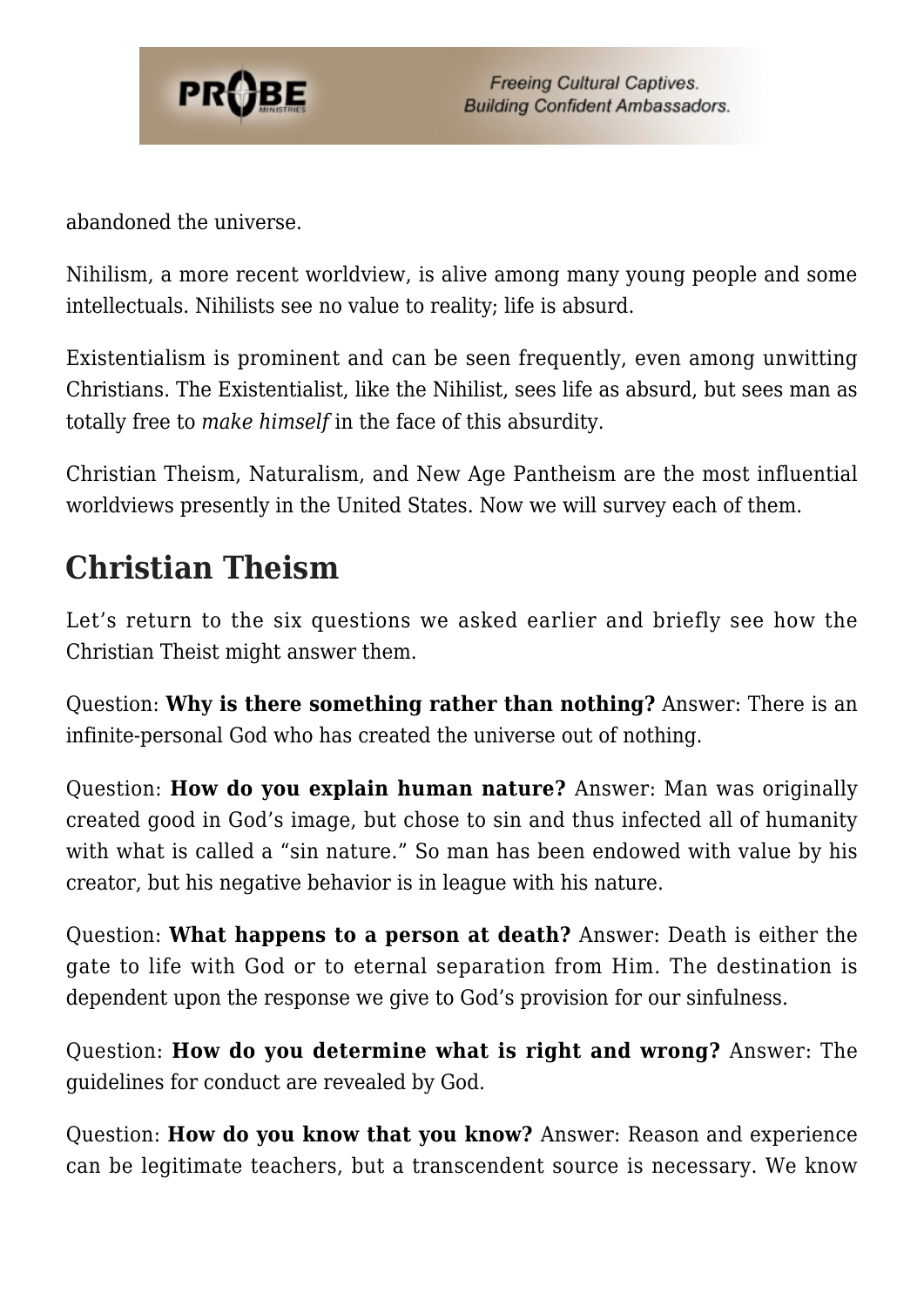abandoned the universe.

Nihilism, a more recent worldview, is alive among many young people and some intellectuals. Nihilists see no value to reality; life is absurd.

Existentialism is prominent and can be seen frequently, even among unwitting Christians. The Existentialist, like the Nihilist, sees life as absurd, but sees man as totally free to *make himself* in the face of this absurdity.

Christian Theism, Naturalism, and New Age Pantheism are the most influential worldviews presently in the United States. Now we will survey each of them.

## Christian Theism

Let's return to the six questions we asked earlier and briefly see how the Christian Theist might answer them.

Question: **Why is there something rather than nothing?** Answer: There is an infinite-personal God who has created the universe out of nothing.

Question: **How do you explain human nature?** Answer: Man was originally created good in God's image, but chose to sin and thus infected all of humanity with what is called a "sin nature." So man has been endowed with value by his creator, but his negative behavior is in league with his nature.

Question: **What happens to a person at death?** Answer: Death is either the gate to life with God or to eternal separation from Him. The destination is dependent upon the response we give to God's provision for our sinfulness.

Question: **How do you determine what is right and wrong?** Answer: The guidelines for conduct are revealed by God.

Question: **How do you know that you know?** Answer: Reason and experience can be legitimate teachers, but a transcendent source is necessary. We know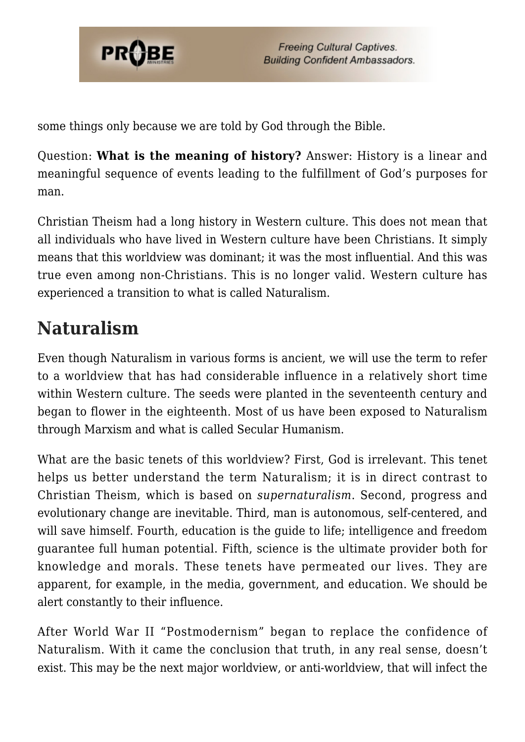some things only because we are told by God through the Bible.

Question: **What is the meaning of history?** Answer: History is a linear and meaningful sequence of events leading to the fulfillment of God's purposes for man.

Christian Theism had a long history in Western culture. This does not mean that all individuals who have lived in Western culture have been Christians. It simply means that this worldview was dominant; it was the most influential. And this was true even among non-Christians. This is no longer valid. Western culture has experienced a transition to what is called Naturalism.

## Naturalism

Even though Naturalism in various forms is ancient, we will use the term to refer to a worldview that has had considerable influence in a relatively short time within Western culture. The seeds were planted in the seventeenth century and began to flower in the eighteenth. Most of us have been exposed to Naturalism through Marxism and what is called Secular Humanism.

What are the basic tenets of this worldview? First, God is irrelevant. This tenet helps us better understand the term Naturalism; it is in direct contrast to Christian Theism, which is based on *supernaturalism*. Second, progress and evolutionary change are inevitable. Third, man is autonomous, self-centered, and will save himself. Fourth, education is the guide to life; intelligence and freedom guarantee full human potential. Fifth, science is the ultimate provider both for knowledge and morals. These tenets have permeated our lives. They are apparent, for example, in the media, government, and education. We should be alert constantly to their influence.

After World War II "Postmodernism" began to replace the confidence of Naturalism. With it came the conclusion that truth, in any real sense, doesn't exist. This may be the next major worldview, or anti-worldview, that will infect the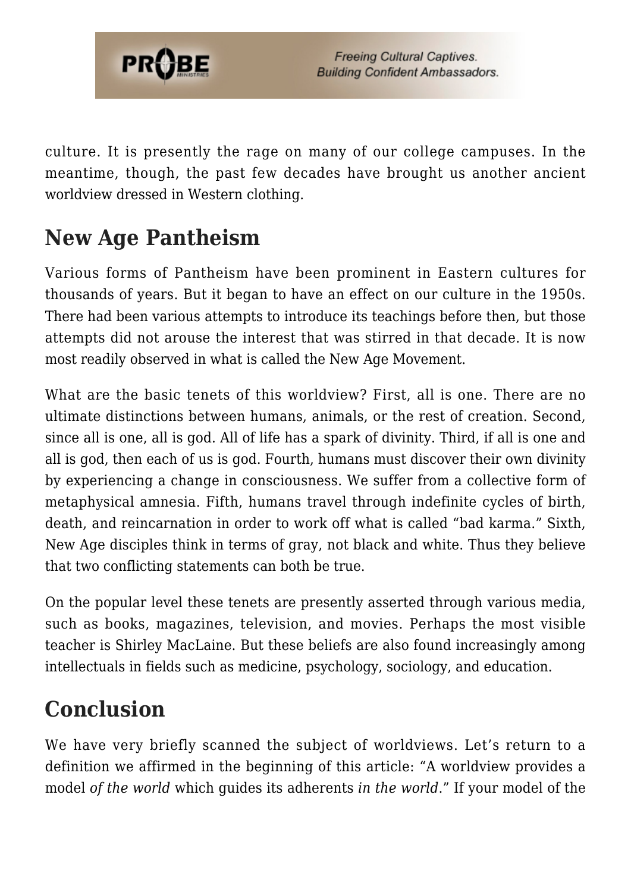culture. It is presently the rage on many of our college campuses. In the meantime, though, the past few decades have brought us another ancient worldview dressed in Western clothing.

## New Age Pantheism

Various forms of Pantheism have been prominent in Eastern cultures for thousands of years. But it began to have an effect on our culture in the 1950s. There had been various attempts to introduce its teachings before then, but those attempts did not arouse the interest that was stirred in that decade. It is now most readily observed in what is called the New Age Movement.

What are the basic tenets of this worldview? First, all is one. There are no ultimate distinctions between humans, animals, or the rest of creation. Second, since all is one, all is god. All of life has a spark of divinity. Third, if all is one and all is god, then each of us is god. Fourth, humans must discover their own divinity by experiencing a change in consciousness. We suffer from a collective form of metaphysical amnesia. Fifth, humans travel through indefinite cycles of birth, death, and reincarnation in order to work off what is called "bad karma." Sixth, New Age disciples think in terms of gray, not black and white. Thus they believe that two conflicting statements can both be true.

On the popular level these tenets are presently asserted through various media, such as books, magazines, television, and movies. Perhaps the most visible teacher is Shirley MacLaine. But these beliefs are also found increasingly among intellectuals in fields such as medicine, psychology, sociology, and education.

## Conclusion

We have very briefly scanned the subject of worldviews. Let's return to a definition we affirmed in the beginning of this article: "A worldview provides a model *of the world* which guides its adherents *in the world*." If your model of the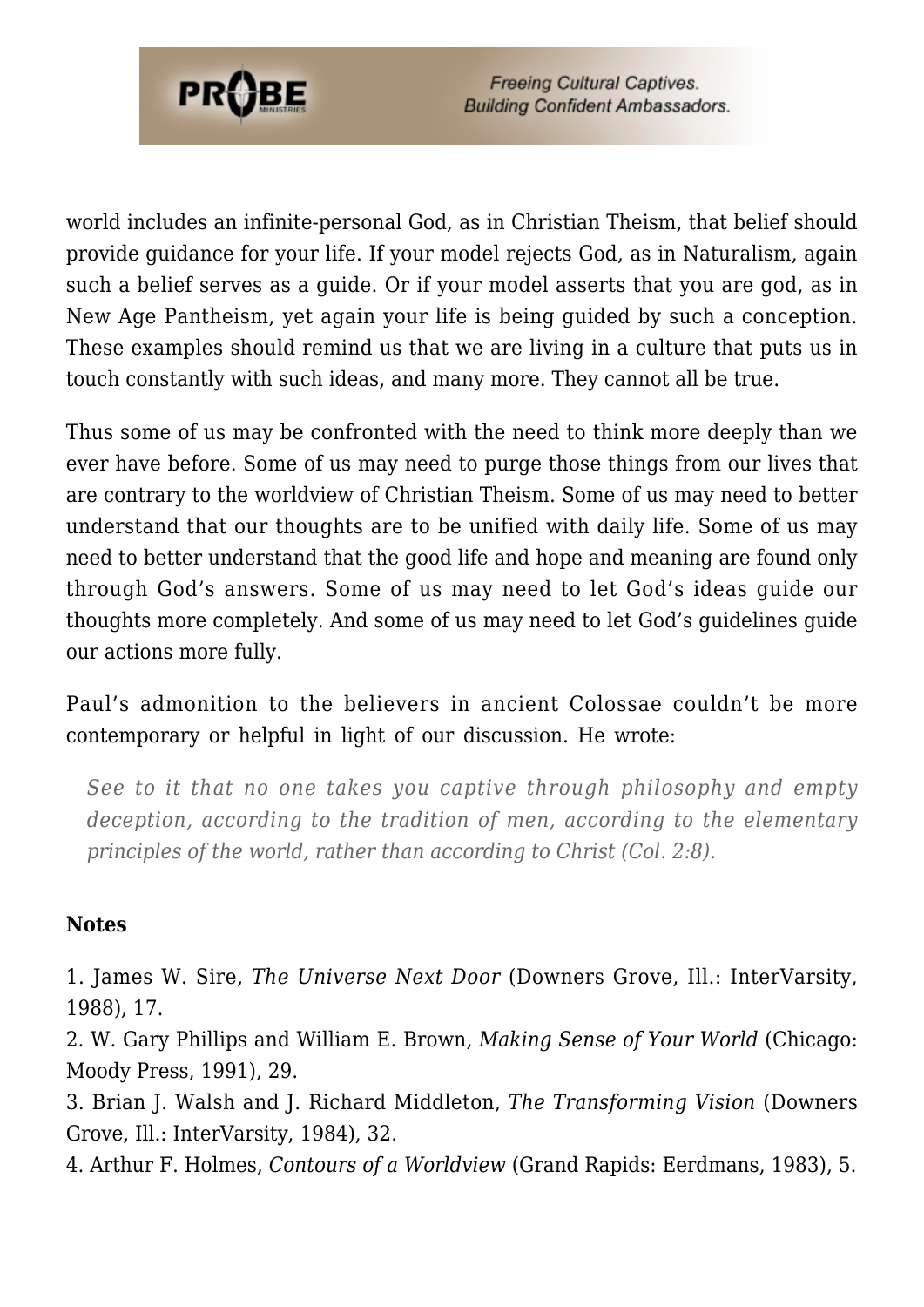world includes an infinite-personal God, as in Christian Theism, that belief should provide guidance for your life. If your model rejects God, as in Naturalism, again such a belief serves as a guide. Or if your model asserts that you are god, as in New Age Pantheism, yet again your life is being guided by such a conception. These examples should remind us that we are living in a culture that puts us in touch constantly with such ideas, and many more. They cannot all be true.

Thus some of us may be confronted with the need to think more deeply than we ever have before. Some of us may need to purge those things from our lives that are contrary to the worldview of Christian Theism. Some of us may need to better understand that our thoughts are to be unified with daily life. Some of us may need to better understand that the good life and hope and meaning are found only through God's answers. Some of us may need to let God's ideas guide our thoughts more completely. And some of us may need to let God's guidelines guide our actions more fully.

Paul's admonition to the believers in ancient Colossae couldn't be more contemporary or helpful in light of our discussion. He wrote:

> *See to it that no one takes you captive through philosophy and empty deception, according to the tradition of men, according to the elementary principles of the world, rather than according to Christ (Col. 2:8).*

**Notes**

1. James W. Sire, *The Universe Next Door* (Downers Grove, Ill.: InterVarsity, 1988), 17.
2. W. Gary Phillips and William E. Brown, *Making Sense of Your World* (Chicago: Moody Press, 1991), 29.
3. Brian J. Walsh and J. Richard Middleton, *The Transforming Vision* (Downers Grove, Ill.: InterVarsity, 1984), 32.
4. Arthur F. Holmes, *Contours of a Worldview* (Grand Rapids: Eerdmans, 1983), 5.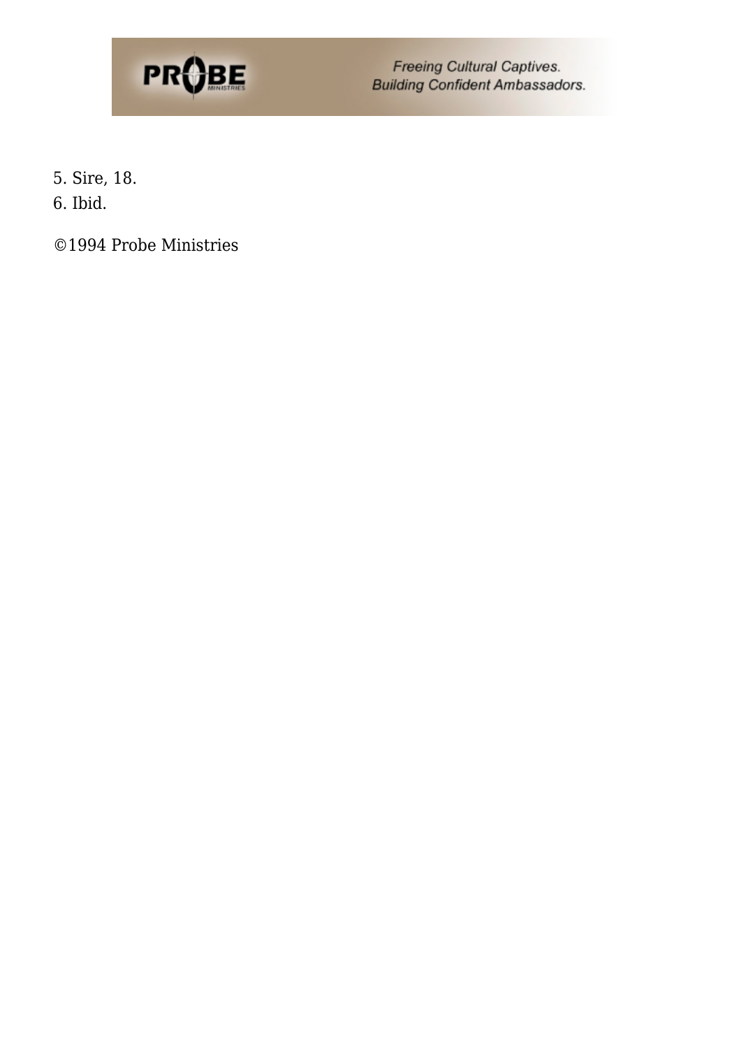5. Sire, 18.
6. Ibid.

©1994 Probe Ministries